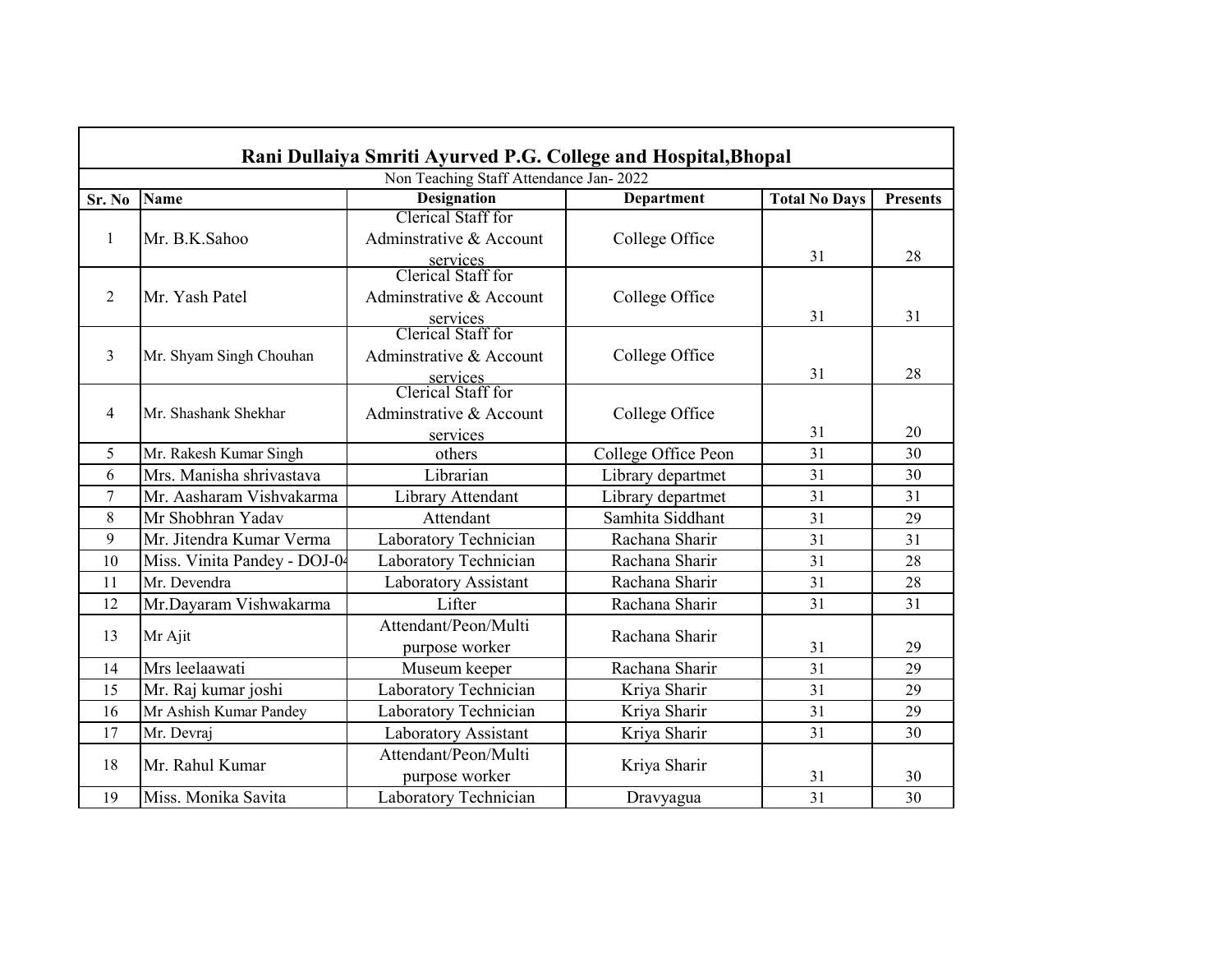# Rani Dullaiya Smriti Ayurved P.G. College and Hospital,Bhopal

Non Teaching Staff Attendance Jan- 2022

| Sr. No | Name | Designation | Department | Total No Days | Presents |
|---|---|---|---|---|---|
| 1 | Mr. B.K.Sahoo | Clerical Staff for Adminstrative & Account services | College Office | 31 | 28 |
| 2 | Mr. Yash Patel | Clerical Staff for Adminstrative & Account services | College Office | 31 | 31 |
| 3 | Mr. Shyam Singh Chouhan | Clerical Staff for Adminstrative & Account services | College Office | 31 | 28 |
| 4 | Mr. Shashank Shekhar | Clerical Staff for Adminstrative & Account services | College Office | 31 | 20 |
| 5 | Mr. Rakesh Kumar Singh | others | College Office Peon | 31 | 30 |
| 6 | Mrs. Manisha shrivastava | Librarian | Library departmet | 31 | 30 |
| 7 | Mr. Aasharam Vishvakarma | Library Attendant | Library departmet | 31 | 31 |
| 8 | Mr Shobhran Yadav | Attendant | Samhita Siddhant | 31 | 29 |
| 9 | Mr. Jitendra Kumar Verma | Laboratory Technician | Rachana Sharir | 31 | 31 |
| 10 | Miss. Vinita Pandey - DOJ-0 | Laboratory Technician | Rachana Sharir | 31 | 28 |
| 11 | Mr. Devendra | Laboratory Assistant | Rachana Sharir | 31 | 28 |
| 12 | Mr.Dayaram Vishwakarma | Lifter | Rachana Sharir | 31 | 31 |
| 13 | Mr Ajit | Attendant/Peon/Multi purpose worker | Rachana Sharir | 31 | 29 |
| 14 | Mrs leelaawati | Museum keeper | Rachana Sharir | 31 | 29 |
| 15 | Mr. Raj kumar joshi | Laboratory Technician | Kriya Sharir | 31 | 29 |
| 16 | Mr Ashish Kumar Pandey | Laboratory Technician | Kriya Sharir | 31 | 29 |
| 17 | Mr. Devraj | Laboratory Assistant | Kriya Sharir | 31 | 30 |
| 18 | Mr. Rahul Kumar | Attendant/Peon/Multi purpose worker | Kriya Sharir | 31 | 30 |
| 19 | Miss. Monika Savita | Laboratory Technician | Dravyagua | 31 | 30 |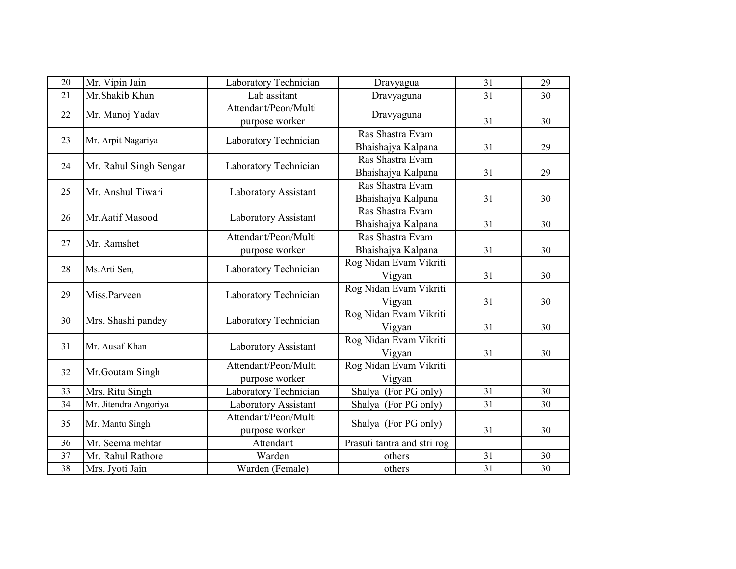| 20 | Mr. Vipin Jain | Laboratory Technician | Dravyagua | 31 | 29 |
|---|---|---|---|---|---|
| 21 | Mr.Shakib Khan | Lab assitant | Dravyaguna | 31 | 30 |
| 22 | Mr. Manoj Yadav | Attendant/Peon/Multi purpose worker | Dravyaguna | 31 | 30 |
| 23 | Mr. Arpit Nagariya | Laboratory Technician | Ras Shastra Evam Bhaishajya Kalpana | 31 | 29 |
| 24 | Mr. Rahul Singh Sengar | Laboratory Technician | Ras Shastra Evam Bhaishajya Kalpana | 31 | 29 |
| 25 | Mr. Anshul Tiwari | Laboratory Assistant | Ras Shastra Evam Bhaishajya Kalpana | 31 | 30 |
| 26 | Mr.Aatif Masood | Laboratory Assistant | Ras Shastra Evam Bhaishajya Kalpana | 31 | 30 |
| 27 | Mr. Ramshet | Attendant/Peon/Multi purpose worker | Ras Shastra Evam Bhaishajya Kalpana | 31 | 30 |
| 28 | Ms.Arti Sen, | Laboratory Technician | Rog Nidan Evam Vikriti Vigyan | 31 | 30 |
| 29 | Miss.Parveen | Laboratory Technician | Rog Nidan Evam Vikriti Vigyan | 31 | 30 |
| 30 | Mrs. Shashi pandey | Laboratory Technician | Rog Nidan Evam Vikriti Vigyan | 31 | 30 |
| 31 | Mr. Ausaf Khan | Laboratory Assistant | Rog Nidan Evam Vikriti Vigyan | 31 | 30 |
| 32 | Mr.Goutam Singh | Attendant/Peon/Multi purpose worker | Rog Nidan Evam Vikriti Vigyan | | |
| 33 | Mrs. Ritu Singh | Laboratory Technician | Shalya (For PG only) | 31 | 30 |
| 34 | Mr. Jitendra Angoriya | Laboratory Assistant | Shalya (For PG only) | 31 | 30 |
| 35 | Mr. Mantu Singh | Attendant/Peon/Multi purpose worker | Shalya (For PG only) | 31 | 30 |
| 36 | Mr. Seema mehtar | Attendant | Prasuti tantra and stri rog | | |
| 37 | Mr. Rahul Rathore | Warden | others | 31 | 30 |
| 38 | Mrs. Jyoti Jain | Warden (Female) | others | 31 | 30 |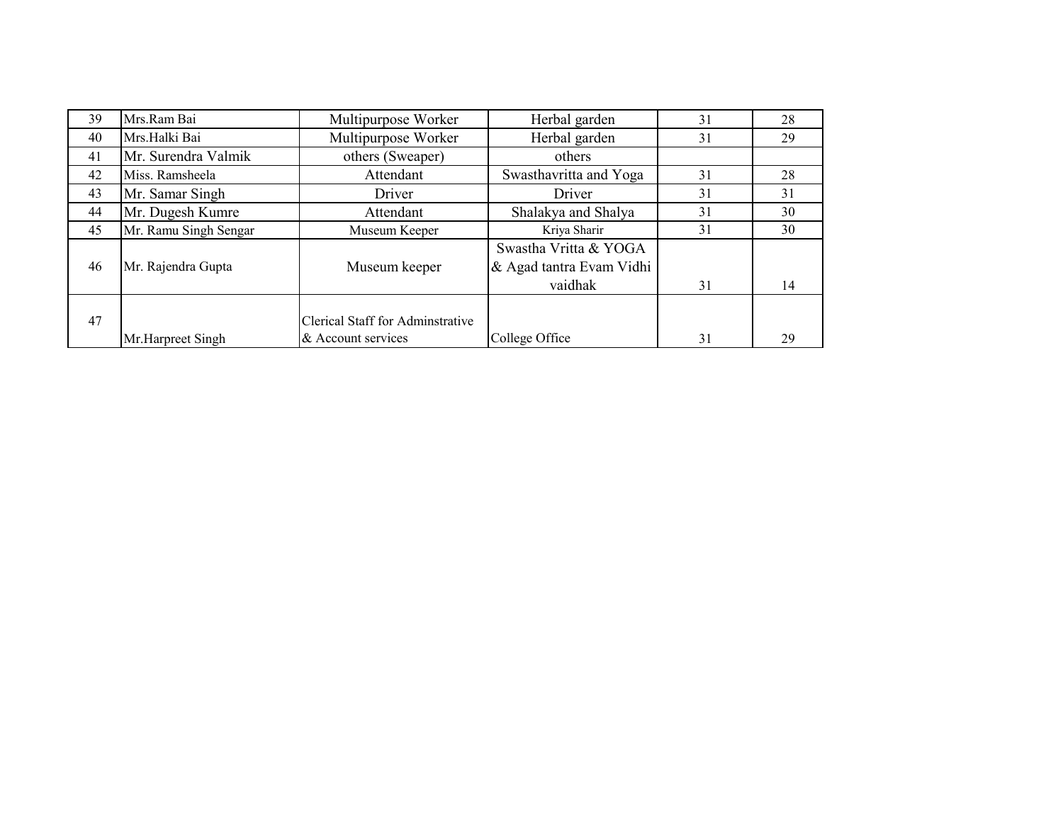| 39 | Mrs.Ram Bai | Multipurpose Worker | Herbal garden | 31 | 28 |
|---|---|---|---|---|---|
| 40 | Mrs.Halki Bai | Multipurpose Worker | Herbal garden | 31 | 29 |
| 41 | Mr. Surendra Valmik | others (Sweaper) | others | | |
| 42 | Miss. Ramsheela | Attendant | Swasthavritta and Yoga | 31 | 28 |
| 43 | Mr. Samar Singh | Driver | Driver | 31 | 31 |
| 44 | Mr. Dugesh Kumre | Attendant | Shalakya and Shalya | 31 | 30 |
| 45 | Mr. Ramu Singh Sengar | Museum Keeper | Kriya Sharir | 31 | 30 |
| 46 | Mr. Rajendra Gupta | Museum keeper | Swastha Vritta & YOGA & Agad tantra Evam Vidhi vaidhak | 31 | 14 |
| 47 | Mr.Harpreet Singh | Clerical Staff for Adminstrative & Account services | College Office | 31 | 29 |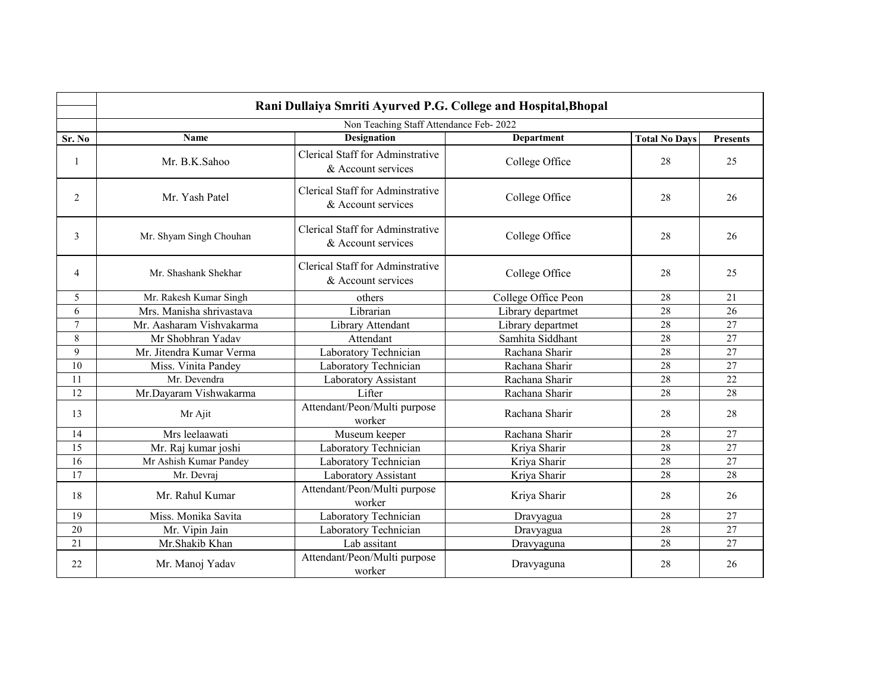## Rani Dullaiya Smriti Ayurved P.G. College and Hospital,Bhopal

Non Teaching Staff Attendance Feb- 2022

| Sr. No | Name | Designation | Department | Total No Days | Presents |
|---|---|---|---|---|---|
| 1 | Mr. B.K.Sahoo | Clerical Staff for Adminstrative & Account services | College Office | 28 | 25 |
| 2 | Mr. Yash Patel | Clerical Staff for Adminstrative & Account services | College Office | 28 | 26 |
| 3 | Mr. Shyam Singh Chouhan | Clerical Staff for Adminstrative & Account services | College Office | 28 | 26 |
| 4 | Mr. Shashank Shekhar | Clerical Staff for Adminstrative & Account services | College Office | 28 | 25 |
| 5 | Mr. Rakesh Kumar Singh | others | College Office Peon | 28 | 21 |
| 6 | Mrs. Manisha shrivastava | Librarian | Library departmet | 28 | 26 |
| 7 | Mr. Aasharam Vishvakarma | Library Attendant | Library departmet | 28 | 27 |
| 8 | Mr Shobhran Yadav | Attendant | Samhita Siddhant | 28 | 27 |
| 9 | Mr. Jitendra Kumar Verma | Laboratory Technician | Rachana Sharir | 28 | 27 |
| 10 | Miss. Vinita Pandey | Laboratory Technician | Rachana Sharir | 28 | 27 |
| 11 | Mr. Devendra | Laboratory Assistant | Rachana Sharir | 28 | 22 |
| 12 | Mr.Dayaram Vishwakarma | Lifter | Rachana Sharir | 28 | 28 |
| 13 | Mr Ajit | Attendant/Peon/Multi purpose worker | Rachana Sharir | 28 | 28 |
| 14 | Mrs leelaawati | Museum keeper | Rachana Sharir | 28 | 27 |
| 15 | Mr. Raj kumar joshi | Laboratory Technician | Kriya Sharir | 28 | 27 |
| 16 | Mr Ashish Kumar Pandey | Laboratory Technician | Kriya Sharir | 28 | 27 |
| 17 | Mr. Devraj | Laboratory Assistant | Kriya Sharir | 28 | 28 |
| 18 | Mr. Rahul Kumar | Attendant/Peon/Multi purpose worker | Kriya Sharir | 28 | 26 |
| 19 | Miss. Monika Savita | Laboratory Technician | Dravyagua | 28 | 27 |
| 20 | Mr. Vipin Jain | Laboratory Technician | Dravyagua | 28 | 27 |
| 21 | Mr.Shakib Khan | Lab assitant | Dravyaguna | 28 | 27 |
| 22 | Mr. Manoj Yadav | Attendant/Peon/Multi purpose worker | Dravyaguna | 28 | 26 |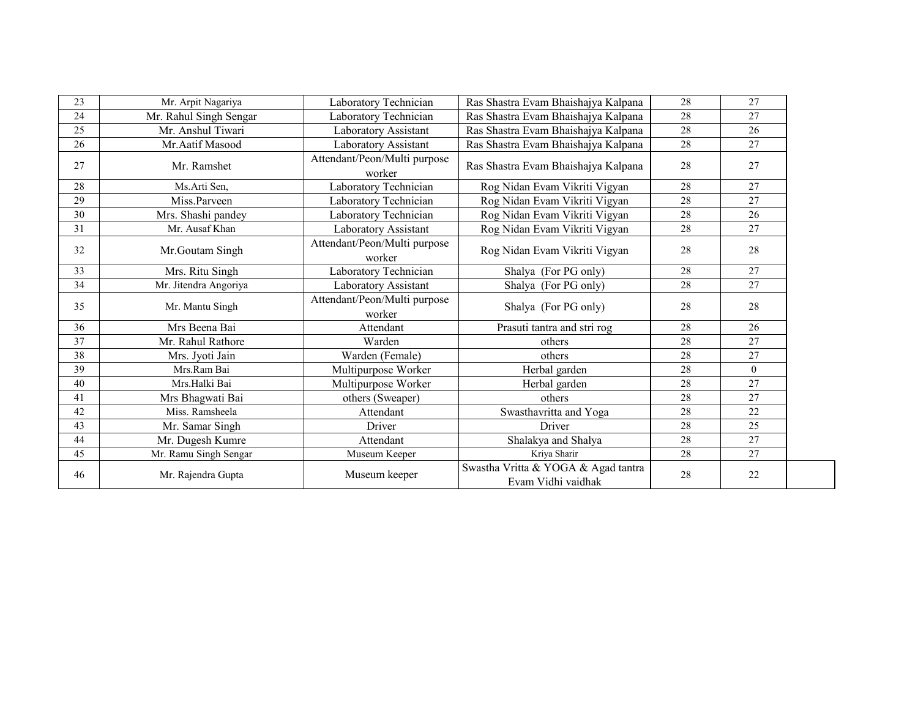| | | | | | | |
|---|---|---|---|---|---|---|
| 23 | Mr. Arpit Nagariya | Laboratory Technician | Ras Shastra Evam Bhaishajya Kalpana | 28 | 27 | |
| 24 | Mr. Rahul Singh Sengar | Laboratory Technician | Ras Shastra Evam Bhaishajya Kalpana | 28 | 27 | |
| 25 | Mr. Anshul Tiwari | Laboratory Assistant | Ras Shastra Evam Bhaishajya Kalpana | 28 | 26 | |
| 26 | Mr.Aatif Masood | Laboratory Assistant | Ras Shastra Evam Bhaishajya Kalpana | 28 | 27 | |
| 27 | Mr. Ramshet | Attendant/Peon/Multi purpose worker | Ras Shastra Evam Bhaishajya Kalpana | 28 | 27 | |
| 28 | Ms.Arti Sen, | Laboratory Technician | Rog Nidan Evam Vikriti Vigyan | 28 | 27 | |
| 29 | Miss.Parveen | Laboratory Technician | Rog Nidan Evam Vikriti Vigyan | 28 | 27 | |
| 30 | Mrs. Shashi pandey | Laboratory Technician | Rog Nidan Evam Vikriti Vigyan | 28 | 26 | |
| 31 | Mr. Ausaf Khan | Laboratory Assistant | Rog Nidan Evam Vikriti Vigyan | 28 | 27 | |
| 32 | Mr.Goutam Singh | Attendant/Peon/Multi purpose worker | Rog Nidan Evam Vikriti Vigyan | 28 | 28 | |
| 33 | Mrs. Ritu Singh | Laboratory Technician | Shalya (For PG only) | 28 | 27 | |
| 34 | Mr. Jitendra Angoriya | Laboratory Assistant | Shalya (For PG only) | 28 | 27 | |
| 35 | Mr. Mantu Singh | Attendant/Peon/Multi purpose worker | Shalya (For PG only) | 28 | 28 | |
| 36 | Mrs Beena Bai | Attendant | Prasuti tantra and stri rog | 28 | 26 | |
| 37 | Mr. Rahul Rathore | Warden | others | 28 | 27 | |
| 38 | Mrs. Jyoti Jain | Warden (Female) | others | 28 | 27 | |
| 39 | Mrs.Ram Bai | Multipurpose Worker | Herbal garden | 28 | 0 | |
| 40 | Mrs.Halki Bai | Multipurpose Worker | Herbal garden | 28 | 27 | |
| 41 | Mrs Bhagwati Bai | others (Sweaper) | others | 28 | 27 | |
| 42 | Miss. Ramsheela | Attendant | Swasthavritta and Yoga | 28 | 22 | |
| 43 | Mr. Samar Singh | Driver | Driver | 28 | 25 | |
| 44 | Mr. Dugesh Kumre | Attendant | Shalakya and Shalya | 28 | 27 | |
| 45 | Mr. Ramu Singh Sengar | Museum Keeper | Kriya Sharir | 28 | 27 | |
| 46 | Mr. Rajendra Gupta | Museum keeper | Swastha Vritta & YOGA & Agad tantra Evam Vidhi vaidhak | 28 | 22 | |